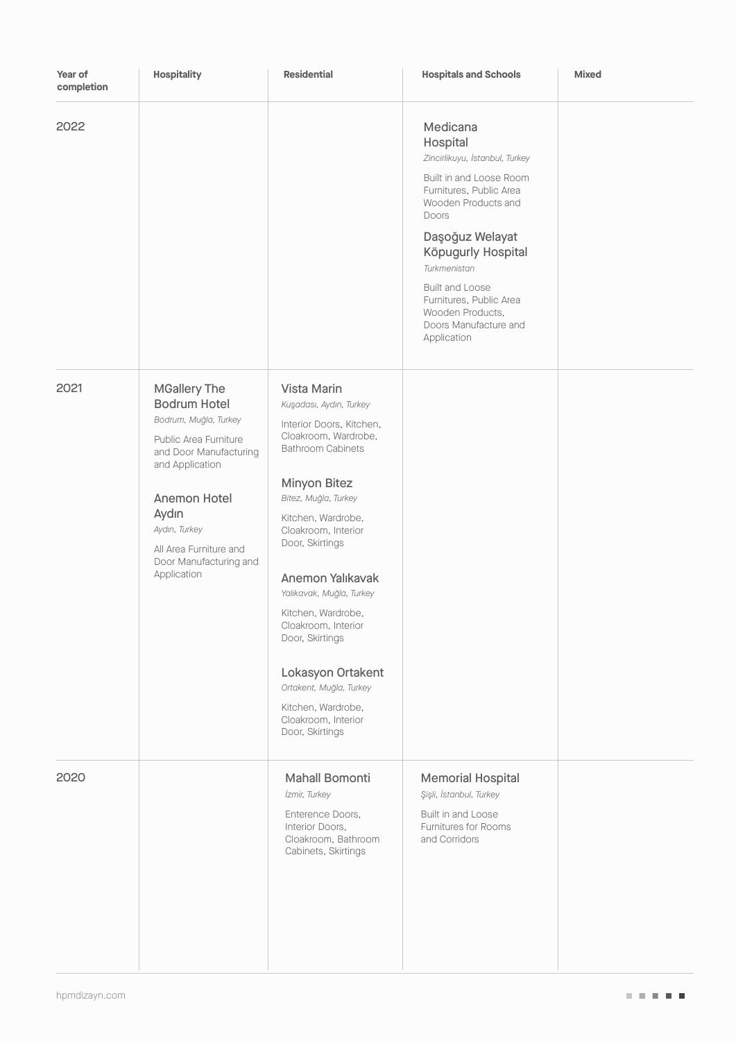| Year of completion | Hospitality | Residential | Hospitals and Schools | Mixed |
|---|---|---|---|---|
| 2022 | | | **Medicana Hospital**<br>*Zincirlikuyu, İstanbul, Turkey*<br>Built in and Loose Room Furnitures, Public Area Wooden Products and Doors<br><br>**Daşoğuz Welayat Köpugurly Hospital**<br>*Turkmenistan*<br>Built and Loose Furnitures, Public Area Wooden Products, Doors Manufacture and Application | |
| 2021 | **MGallery The Bodrum Hotel**<br>*Bodrum, Muğla, Turkey*<br>Public Area Furniture and Door Manufacturing and Application<br><br>**Anemon Hotel Aydın**<br>*Aydın, Turkey*<br>All Area Furniture and Door Manufacturing and Application | **Vista Marin**<br>*Kuşadası, Aydın, Turkey*<br>Interior Doors, Kitchen, Cloakroom, Wardrobe, Bathroom Cabinets<br><br>**Minyon Bitez**<br>*Bitez, Muğla, Turkey*<br>Kitchen, Wardrobe, Cloakroom, Interior Door, Skirtings<br><br>**Anemon Yalıkavak**<br>*Yalıkavak, Muğla, Turkey*<br>Kitchen, Wardrobe, Cloakroom, Interior Door, Skirtings<br><br>**Lokasyon Ortakent**<br>*Ortakent, Muğla, Turkey*<br>Kitchen, Wardrobe, Cloakroom, Interior Door, Skirtings | | |
| 2020 | | **Mahall Bomonti**<br>*İzmir, Turkey*<br>Enterence Doors, Interior Doors, Cloakroom, Bathroom Cabinets, Skirtings | **Memorial Hospital**<br>*Şişli, İstanbul, Turkey*<br>Built in and Loose Furnitures for Rooms and Corridors | |

hpmdizayn.com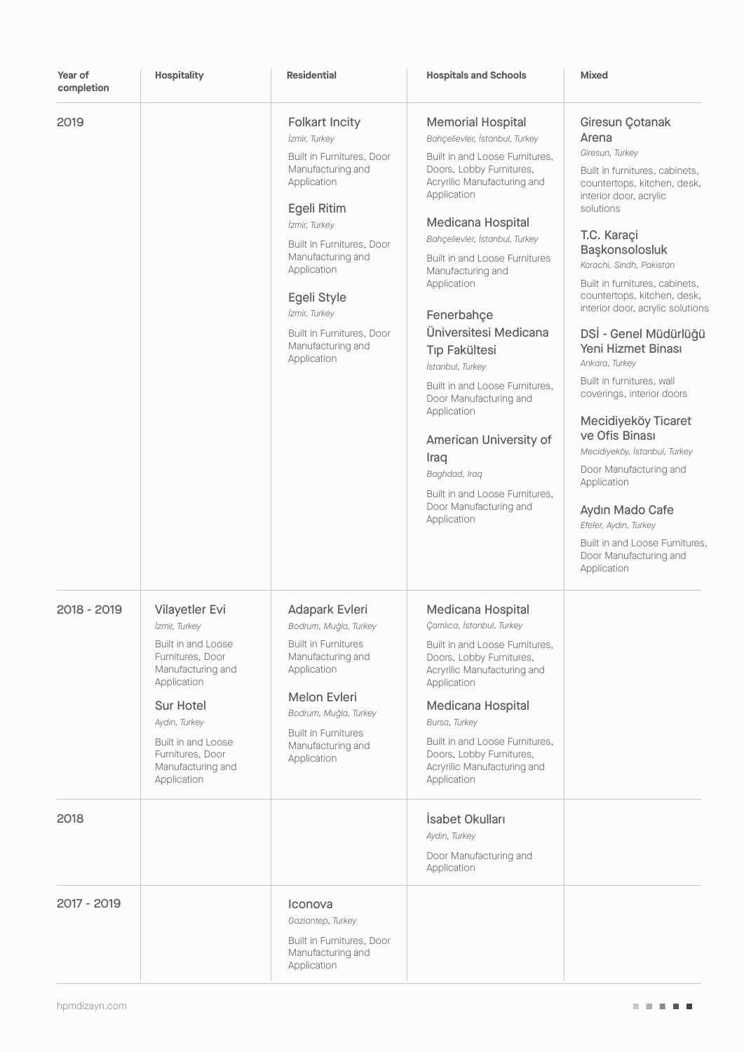| Year of completion | Hospitality | Residential | Hospitals and Schools | Mixed |
| --- | --- | --- | --- | --- |
| 2019 | | **Folkart Incity**<br>*İzmir, Turkey*<br>Built in Furnitures, Door Manufacturing and Application<br><br>**Egeli Ritim**<br>*İzmir, Turkey*<br>Built in Furnitures, Door Manufacturing and Application<br><br>**Egeli Style**<br>*İzmir, Turkey*<br>Built in Furnitures, Door Manufacturing and Application | **Memorial Hospital**<br>*Bahçelievler, İstanbul, Turkey*<br>Built in and Loose Furnitures, Doors, Lobby Furnitures, Acryrilic Manufacturing and Application<br><br>**Medicana Hospital**<br>*Bahçelievler, İstanbul, Turkey*<br>Built in and Loose Furnitures Manufacturing and Application<br><br>**Fenerbahçe Üniversitesi Medicana Tıp Fakültesi**<br>*İstanbul, Turkey*<br>Built in and Loose Furnitures, Door Manufacturing and Application<br><br>**American University of Iraq**<br>*Baghdad, Iraq*<br>Built in and Loose Furnitures, Door Manufacturing and Application | **Giresun Çotanak Arena**<br>*Giresun, Turkey*<br>Built in furnitures, cabinets, countertops, kitchen, desk, interior door, acrylic solutions<br><br>**T.C. Karaçi Başkonsolosluk**<br>*Karachi, Sindh, Pakistan*<br>Built in furnitures, cabinets, countertops, kitchen, desk, interior door, acrylic solutions<br><br>**DSİ - Genel Müdürlüğü Yeni Hizmet Binası**<br>*Ankara, Turkey*<br>Built in furnitures, wall coverings, interior doors<br><br>**Mecidiyeköy Ticaret ve Ofis Binası**<br>*Mecidiyeköy, İstanbul, Turkey*<br>Door Manufacturing and Application<br><br>**Aydın Mado Cafe**<br>*Efeler, Aydın, Turkey*<br>Built in and Loose Furnitures, Door Manufacturing and Application |
| 2018 - 2019 | **Vilayetler Evi**<br>*İzmir, Turkey*<br>Built in and Loose Furnitures, Door Manufacturing and Application<br><br>**Sur Hotel**<br>*Aydın, Turkey*<br>Built in and Loose Furnitures, Door Manufacturing and Application | **Adapark Evleri**<br>*Bodrum, Muğla, Turkey*<br>Built in Furnitures Manufacturing and Application<br><br>**Melon Evleri**<br>*Bodrum, Muğla, Turkey*<br>Built in Furnitures Manufacturing and Application | **Medicana Hospital**<br>*Çamlıca, İstanbul, Turkey*<br>Built in and Loose Furnitures, Doors, Lobby Furnitures, Acryrilic Manufacturing and Application<br><br>**Medicana Hospital**<br>*Bursa, Turkey*<br>Built in and Loose Furnitures, Doors, Lobby Furnitures, Acryrilic Manufacturing and Application | |
| 2018 | | | **İsabet Okulları**<br>*Aydın, Turkey*<br>Door Manufacturing and Application | |
| 2017 - 2019 | | **Iconova**<br>*Gaziantep, Turkey*<br>Built in Furnitures, Door Manufacturing and Application | | |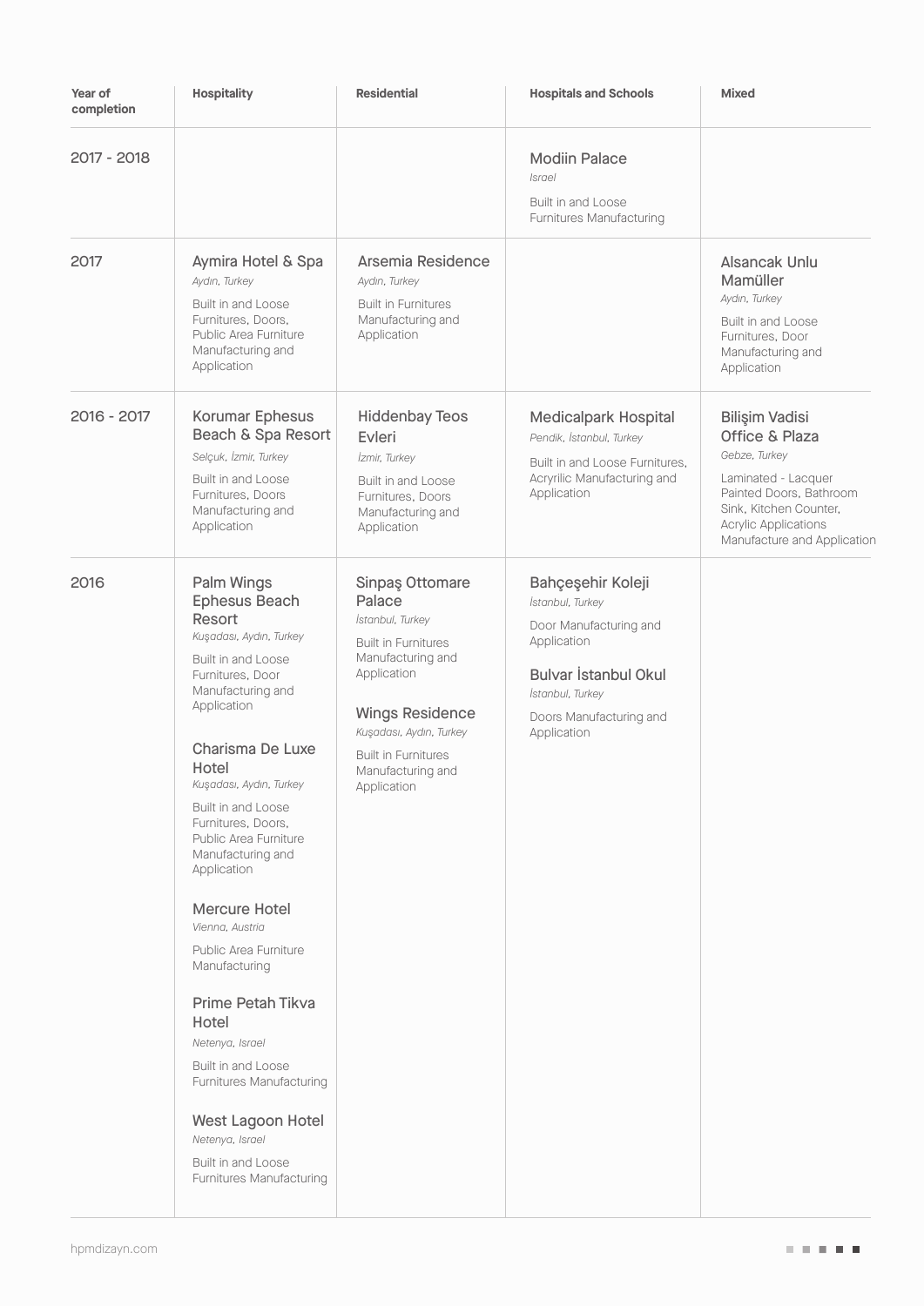| Year of completion | Hospitality | Residential | Hospitals and Schools | Mixed |
|---|---|---|---|---|
| 2017 - 2018 | | | Modiin Palace<br>*Israel*<br>Built in and Loose Furnitures Manufacturing | |
| 2017 | Aymira Hotel & Spa<br>*Aydın, Turkey*<br>Built in and Loose Furnitures, Doors, Public Area Furniture Manufacturing and Application | Arsemia Residence<br>*Aydın, Turkey*<br>Built in Furnitures Manufacturing and Application | | Alsancak Unlu Mamüller<br>*Aydın, Turkey*<br>Built in and Loose Furnitures, Door Manufacturing and Application |
| 2016 - 2017 | Korumar Ephesus Beach & Spa Resort<br>*Selçuk, İzmir, Turkey*<br>Built in and Loose Furnitures, Doors Manufacturing and Application | Hiddenbay Teos Evleri<br>*İzmir, Turkey*<br>Built in and Loose Furnitures, Doors Manufacturing and Application | Medicalpark Hospital<br>*Pendik, İstanbul, Turkey*<br>Built in and Loose Furnitures, Acryrilic Manufacturing and Application | Bilişim Vadisi Office & Plaza<br>*Gebze, Turkey*<br>Laminated - Lacquer Painted Doors, Bathroom Sink, Kitchen Counter, Acrylic Applications Manufacture and Application |
| 2016 | Palm Wings Ephesus Beach Resort<br>*Kuşadası, Aydın, Turkey*<br>Built in and Loose Furnitures, Door Manufacturing and Application<br><br>Charisma De Luxe Hotel<br>*Kuşadası, Aydın, Turkey*<br>Built in and Loose Furnitures, Doors, Public Area Furniture Manufacturing and Application<br><br>Mercure Hotel<br>*Vienna, Austria*<br>Public Area Furniture Manufacturing<br><br>Prime Petah Tikva Hotel<br>*Netenya, Israel*<br>Built in and Loose Furnitures Manufacturing<br><br>West Lagoon Hotel<br>*Netenya, Israel*<br>Built in and Loose Furnitures Manufacturing | Sinpaş Ottomare Palace<br>*İstanbul, Turkey*<br>Built in Furnitures Manufacturing and Application<br><br>Wings Residence<br>*Kuşadası, Aydın, Turkey*<br>Built in Furnitures Manufacturing and Application | Bahçeşehir Koleji<br>*İstanbul, Turkey*<br>Door Manufacturing and Application<br><br>Bulvar İstanbul Okul<br>*İstanbul, Turkey*<br>Doors Manufacturing and Application | |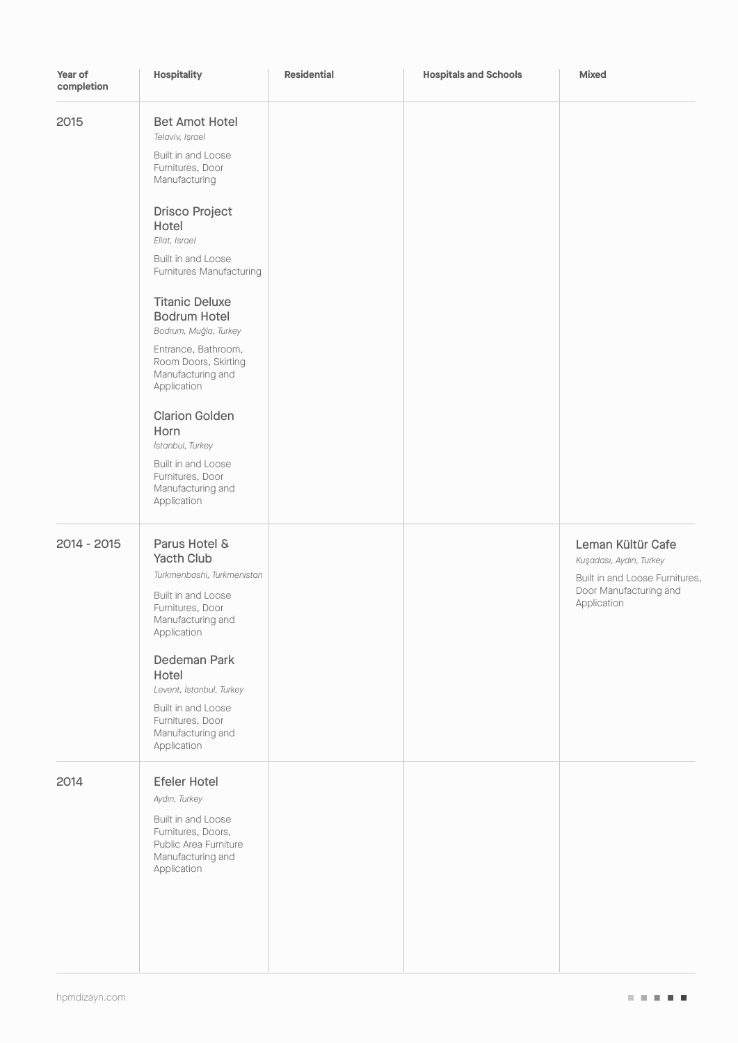| Year of completion | Hospitality | Residential | Hospitals and Schools | Mixed |
|---|---|---|---|---|
| 2015 | Bet Amot Hotel<br>*Telaviv, Israel*<br>Built in and Loose Furnitures, Door Manufacturing<br><br>Drisco Project Hotel<br>*Eliat, Israel*<br>Built in and Loose Furnitures Manufacturing<br><br>Titanic Deluxe Bodrum Hotel<br>*Bodrum, Muğla, Turkey*<br>Entrance, Bathroom, Room Doors, Skirting Manufacturing and Application<br><br>Clarion Golden Horn<br>*İstanbul, Turkey*<br>Built in and Loose Furnitures, Door Manufacturing and Application | | | |
| 2014 - 2015 | Parus Hotel & Yacth Club<br>*Turkmenbashi, Turkmenistan*<br>Built in and Loose Furnitures, Door Manufacturing and Application<br><br>Dedeman Park Hotel<br>*Levent, İstanbul, Turkey*<br>Built in and Loose Furnitures, Door Manufacturing and Application | | | Leman Kültür Cafe<br>*Kuşadası, Aydın, Turkey*<br>Built in and Loose Furnitures, Door Manufacturing and Application |
| 2014 | Efeler Hotel<br>*Aydın, Turkey*<br>Built in and Loose Furnitures, Doors, Public Area Furniture Manufacturing and Application | | | |

hpmdizayn.com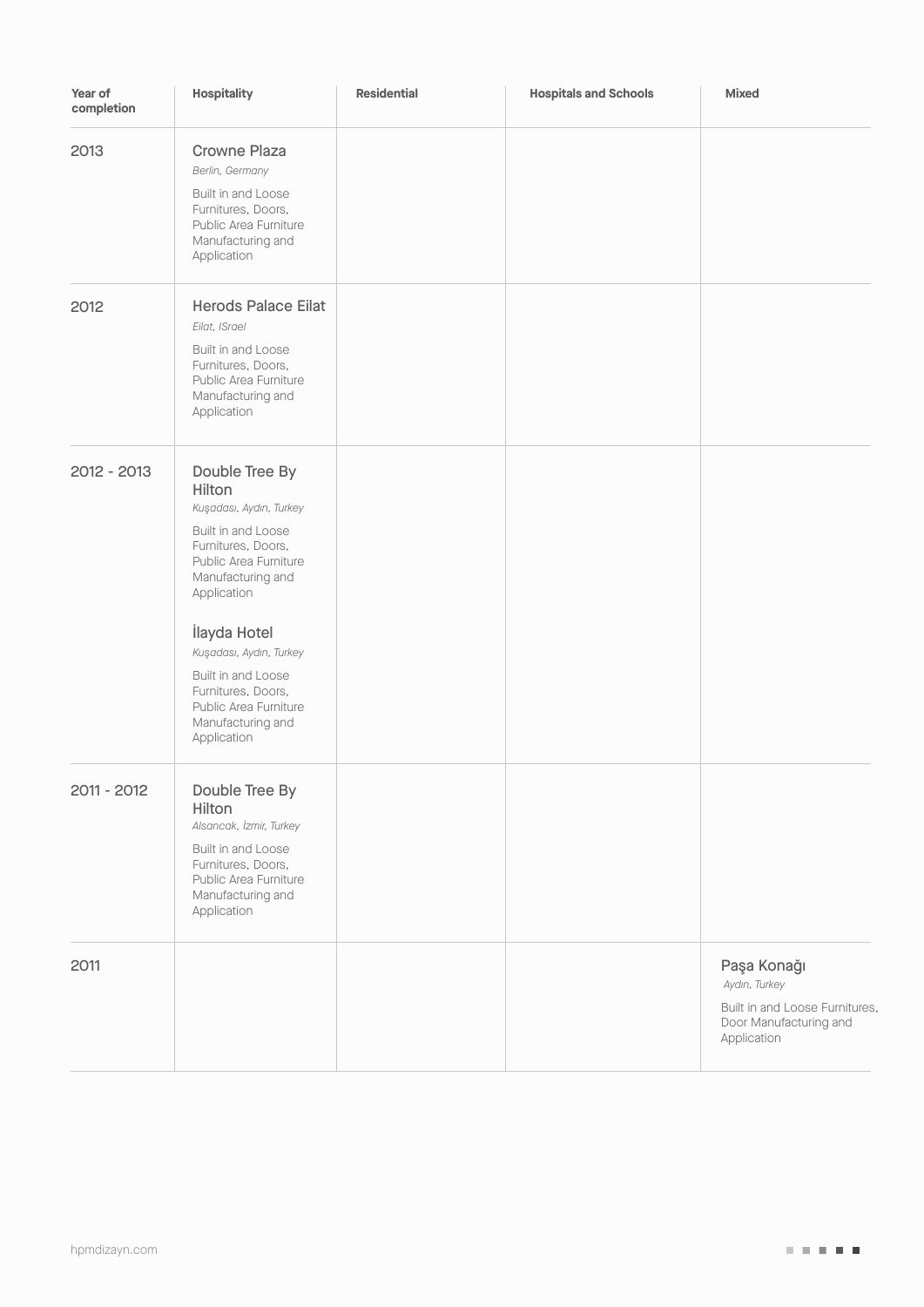| Year of completion | Hospitality | Residential | Hospitals and Schools | Mixed |
|---|---|---|---|---|
| 2013 | Crowne Plaza *Berlin, Germany* Built in and Loose Furnitures, Doors, Public Area Furniture Manufacturing and Application | | | |
| 2012 | Herods Palace Eilat *Eilat, ISrael* Built in and Loose Furnitures, Doors, Public Area Furniture Manufacturing and Application | | | |
| 2012 - 2013 | Double Tree By Hilton *Kuşadası, Aydın, Turkey* Built in and Loose Furnitures, Doors, Public Area Furniture Manufacturing and Application<br><br>İlayda Hotel *Kuşadası, Aydın, Turkey* Built in and Loose Furnitures, Doors, Public Area Furniture Manufacturing and Application | | | |
| 2011 - 2012 | Double Tree By Hilton *Alsancak, İzmir, Turkey* Built in and Loose Furnitures, Doors, Public Area Furniture Manufacturing and Application | | | |
| 2011 | | | | Paşa Konağı *Aydın, Turkey* Built in and Loose Furnitures, Door Manufacturing and Application |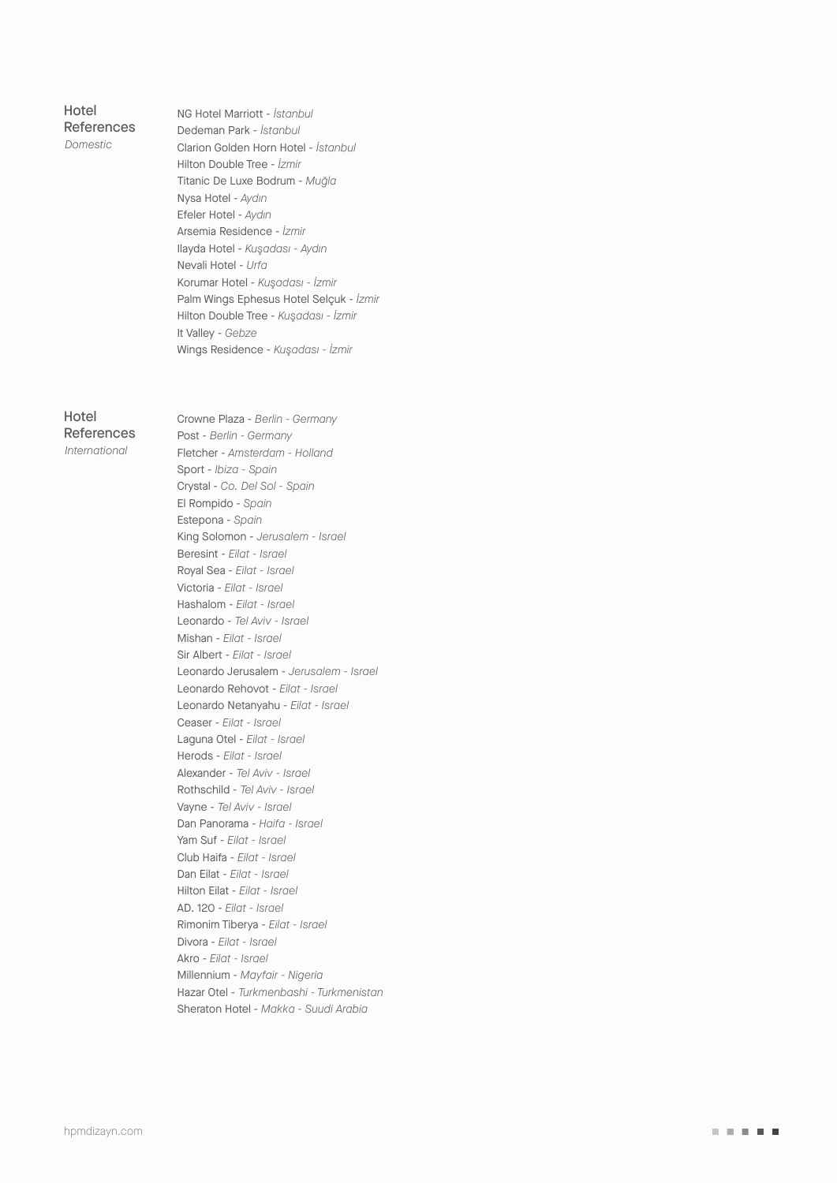## Hotel References
*Domestic*

NG Hotel Marriott - *İstanbul*
Dedeman Park - *İstanbul*
Clarion Golden Horn Hotel - *İstanbul*
Hilton Double Tree - *İzmir*
Titanic De Luxe Bodrum - *Muğla*
Nysa Hotel - *Aydın*
Efeler Hotel - *Aydın*
Arsemia Residence - *İzmir*
Ilayda Hotel - *Kuşadası - Aydın*
Nevali Hotel - *Urfa*
Korumar Hotel - *Kuşadası - İzmir*
Palm Wings Ephesus Hotel Selçuk - *İzmir*
Hilton Double Tree - *Kuşadası - İzmir*
It Valley - *Gebze*
Wings Residence - *Kuşadası - İzmir*

## Hotel References
*International*

Crowne Plaza - *Berlin - Germany*
Post - *Berlin - Germany*
Fletcher - *Amsterdam - Holland*
Sport - *Ibiza - Spain*
Crystal - *Co. Del Sol - Spain*
El Rompido - *Spain*
Estepona - *Spain*
King Solomon - *Jerusalem - Israel*
Beresint - *Eilat - Israel*
Royal Sea - *Eilat - Israel*
Victoria - *Eilat - Israel*
Hashalom - *Eilat - Israel*
Leonardo - *Tel Aviv - Israel*
Mishan - *Eilat - Israel*
Sir Albert - *Eilat - Israel*
Leonardo Jerusalem - *Jerusalem - Israel*
Leonardo Rehovot - *Eilat - Israel*
Leonardo Netanyahu - *Eilat - Israel*
Ceaser - *Eilat - Israel*
Laguna Otel - *Eilat - Israel*
Herods - *Eilat - Israel*
Alexander - *Tel Aviv - Israel*
Rothschild - *Tel Aviv - Israel*
Vayne - *Tel Aviv - Israel*
Dan Panorama - *Haifa - Israel*
Yam Suf - *Eilat - Israel*
Club Haifa - *Eilat - Israel*
Dan Eilat - *Eilat - Israel*
Hilton Eilat - *Eilat - Israel*
AD. 120 - *Eilat - Israel*
Rimonim Tiberya - *Eilat - Israel*
Divora - *Eilat - Israel*
Akro - *Eilat - Israel*
Millennium - *Mayfair - Nigeria*
Hazar Otel - *Turkmenbashi - Turkmenistan*
Sheraton Hotel - *Makka - Suudi Arabia*